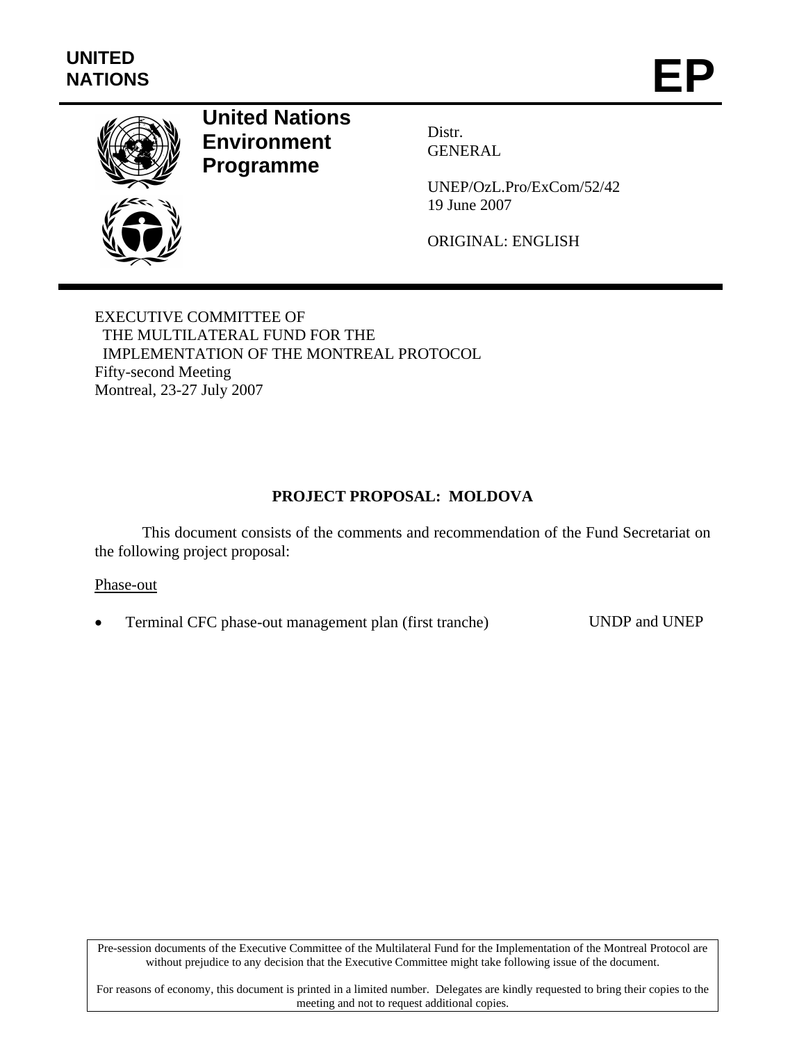UNITED NATIONS

# EP

**United Nations Environment Programme**

Distr.
GENERAL

UNEP/OzL.Pro/ExCom/52/42
19 June 2007

ORIGINAL: ENGLISH

EXECUTIVE COMMITTEE OF
THE MULTILATERAL FUND FOR THE
IMPLEMENTATION OF THE MONTREAL PROTOCOL
Fifty-second Meeting
Montreal, 23-27 July 2007

## PROJECT PROPOSAL: MOLDOVA

This document consists of the comments and recommendation of the Fund Secretariat on the following project proposal:

Phase-out

- Terminal CFC phase-out management plan (first tranche) — UNDP and UNEP

Pre-session documents of the Executive Committee of the Multilateral Fund for the Implementation of the Montreal Protocol are without prejudice to any decision that the Executive Committee might take following issue of the document.

For reasons of economy, this document is printed in a limited number. Delegates are kindly requested to bring their copies to the meeting and not to request additional copies.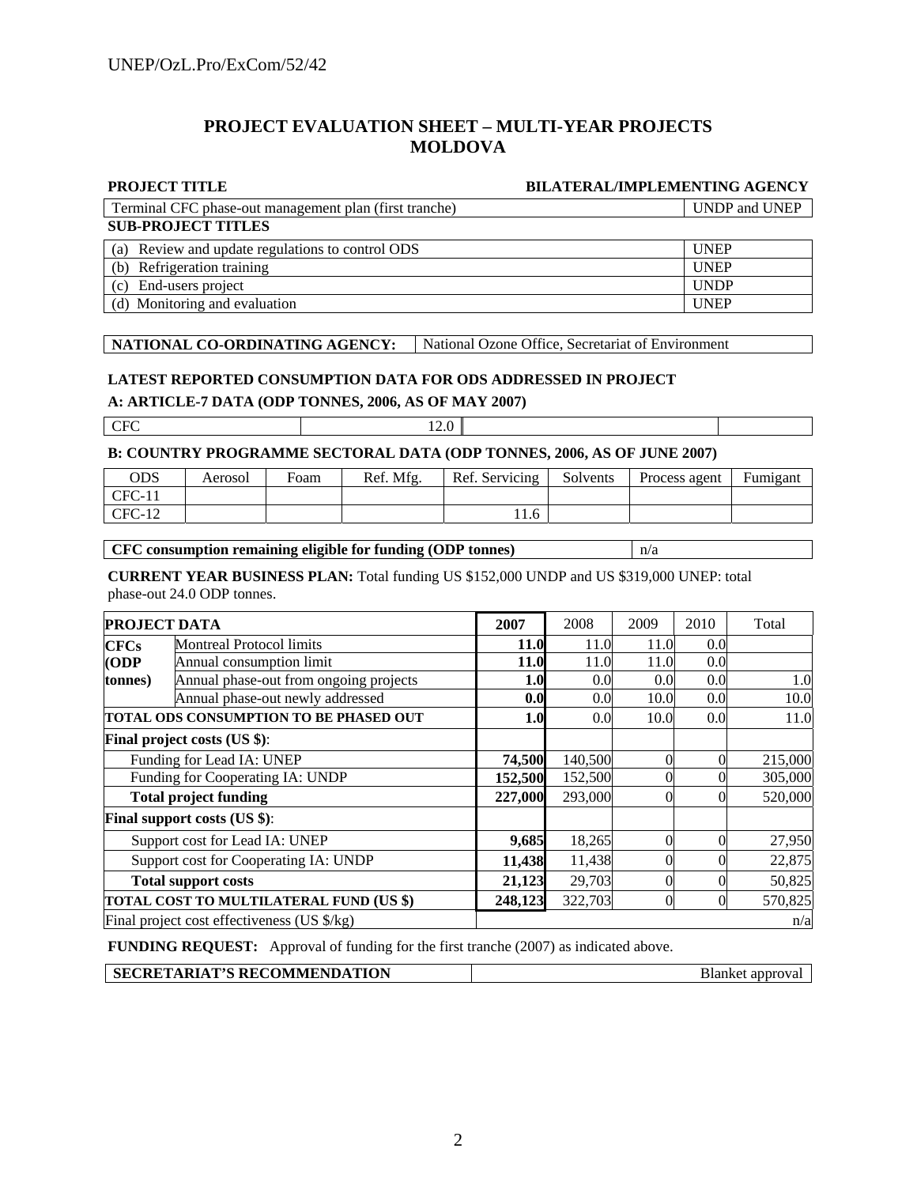## PROJECT EVALUATION SHEET – MULTI-YEAR PROJECTS MOLDOVA

| PROJECT TITLE | BILATERAL/IMPLEMENTING AGENCY |
|---|---|
| Terminal CFC phase-out management plan (first tranche) | UNDP and UNEP |
| **SUB-PROJECT TITLES** | |
| (a) Review and update regulations to control ODS | UNEP |
| (b) Refrigeration training | UNEP |
| (c) End-users project | UNDP |
| (d) Monitoring and evaluation | UNEP |

| NATIONAL CO-ORDINATING AGENCY: | National Ozone Office, Secretariat of Environment |
|---|---|

**LATEST REPORTED CONSUMPTION DATA FOR ODS ADDRESSED IN PROJECT**

**A: ARTICLE-7 DATA (ODP TONNES, 2006, AS OF MAY 2007)**

| CFC | 12.0 | | |
|---|---|---|---|

**B: COUNTRY PROGRAMME SECTORAL DATA (ODP TONNES, 2006, AS OF JUNE 2007)**

| ODS | Aerosol | Foam | Ref. Mfg. | Ref. Servicing | Solvents | Process agent | Fumigant |
|---|---|---|---|---|---|---|---|
| CFC-11 | | | | | | | |
| CFC-12 | | | | 11.6 | | | |

| CFC consumption remaining eligible for funding (ODP tonnes) | n/a |
|---|---|

**CURRENT YEAR BUSINESS PLAN:** Total funding US $152,000 UNDP and US $319,000 UNEP: total phase-out 24.0 ODP tonnes.

| PROJECT DATA | | 2007 | 2008 | 2009 | 2010 | Total |
|---|---|---|---|---|---|---|
| CFCs (ODP tonnes) | Montreal Protocol limits | 11.0 | 11.0 | 11.0 | 0.0 | |
| | Annual consumption limit | 11.0 | 11.0 | 11.0 | 0.0 | |
| | Annual phase-out from ongoing projects | 1.0 | 0.0 | 0.0 | 0.0 | 1.0 |
| | Annual phase-out newly addressed | 0.0 | 0.0 | 10.0 | 0.0 | 10.0 |
| TOTAL ODS CONSUMPTION TO BE PHASED OUT | | 1.0 | 0.0 | 10.0 | 0.0 | 11.0 |
| Final project costs (US $): | | | | | | |
| Funding for Lead IA: UNEP | | 74,500 | 140,500 | 0 | 0 | 215,000 |
| Funding for Cooperating IA: UNDP | | 152,500 | 152,500 | 0 | 0 | 305,000 |
| Total project funding | | 227,000 | 293,000 | 0 | 0 | 520,000 |
| Final support costs (US $): | | | | | | |
| Support cost for Lead IA: UNEP | | 9,685 | 18,265 | 0 | 0 | 27,950 |
| Support cost for Cooperating IA: UNDP | | 11,438 | 11,438 | 0 | 0 | 22,875 |
| Total support costs | | 21,123 | 29,703 | 0 | 0 | 50,825 |
| TOTAL COST TO MULTILATERAL FUND (US $) | | 248,123 | 322,703 | 0 | 0 | 570,825 |
| Final project cost effectiveness (US $/kg) | | | | | | n/a |

**FUNDING REQUEST:** Approval of funding for the first tranche (2007) as indicated above.

| SECRETARIAT'S RECOMMENDATION | Blanket approval |
|---|---|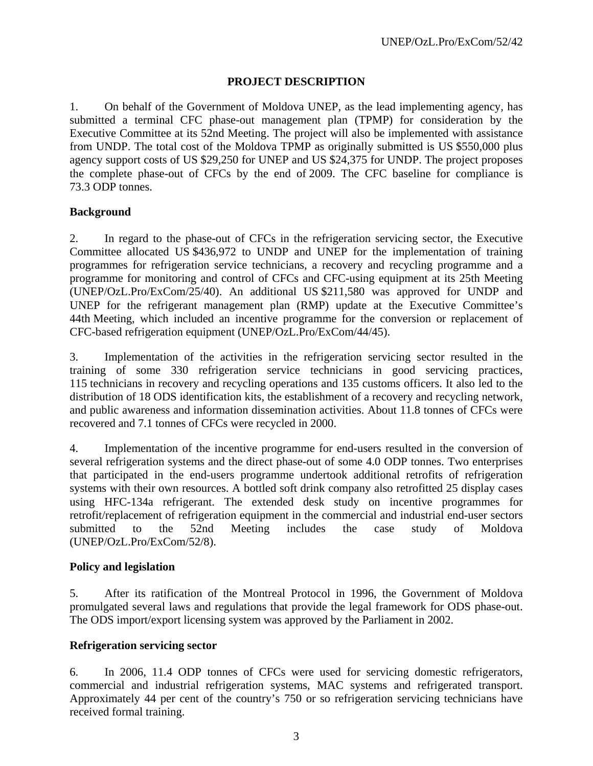## PROJECT DESCRIPTION

1. On behalf of the Government of Moldova UNEP, as the lead implementing agency, has submitted a terminal CFC phase-out management plan (TPMP) for consideration by the Executive Committee at its 52nd Meeting. The project will also be implemented with assistance from UNDP. The total cost of the Moldova TPMP as originally submitted is US $550,000 plus agency support costs of US $29,250 for UNEP and US $24,375 for UNDP. The project proposes the complete phase-out of CFCs by the end of 2009. The CFC baseline for compliance is 73.3 ODP tonnes.

### Background

2. In regard to the phase-out of CFCs in the refrigeration servicing sector, the Executive Committee allocated US $436,972 to UNDP and UNEP for the implementation of training programmes for refrigeration service technicians, a recovery and recycling programme and a programme for monitoring and control of CFCs and CFC-using equipment at its 25th Meeting (UNEP/OzL.Pro/ExCom/25/40). An additional US $211,580 was approved for UNDP and UNEP for the refrigerant management plan (RMP) update at the Executive Committee's 44th Meeting, which included an incentive programme for the conversion or replacement of CFC-based refrigeration equipment (UNEP/OzL.Pro/ExCom/44/45).

3. Implementation of the activities in the refrigeration servicing sector resulted in the training of some 330 refrigeration service technicians in good servicing practices, 115 technicians in recovery and recycling operations and 135 customs officers. It also led to the distribution of 18 ODS identification kits, the establishment of a recovery and recycling network, and public awareness and information dissemination activities. About 11.8 tonnes of CFCs were recovered and 7.1 tonnes of CFCs were recycled in 2000.

4. Implementation of the incentive programme for end-users resulted in the conversion of several refrigeration systems and the direct phase-out of some 4.0 ODP tonnes. Two enterprises that participated in the end-users programme undertook additional retrofits of refrigeration systems with their own resources. A bottled soft drink company also retrofitted 25 display cases using HFC-134a refrigerant. The extended desk study on incentive programmes for retrofit/replacement of refrigeration equipment in the commercial and industrial end-user sectors submitted to the 52nd Meeting includes the case study of Moldova (UNEP/OzL.Pro/ExCom/52/8).

### Policy and legislation

5. After its ratification of the Montreal Protocol in 1996, the Government of Moldova promulgated several laws and regulations that provide the legal framework for ODS phase-out. The ODS import/export licensing system was approved by the Parliament in 2002.

### Refrigeration servicing sector

6. In 2006, 11.4 ODP tonnes of CFCs were used for servicing domestic refrigerators, commercial and industrial refrigeration systems, MAC systems and refrigerated transport. Approximately 44 per cent of the country's 750 or so refrigeration servicing technicians have received formal training.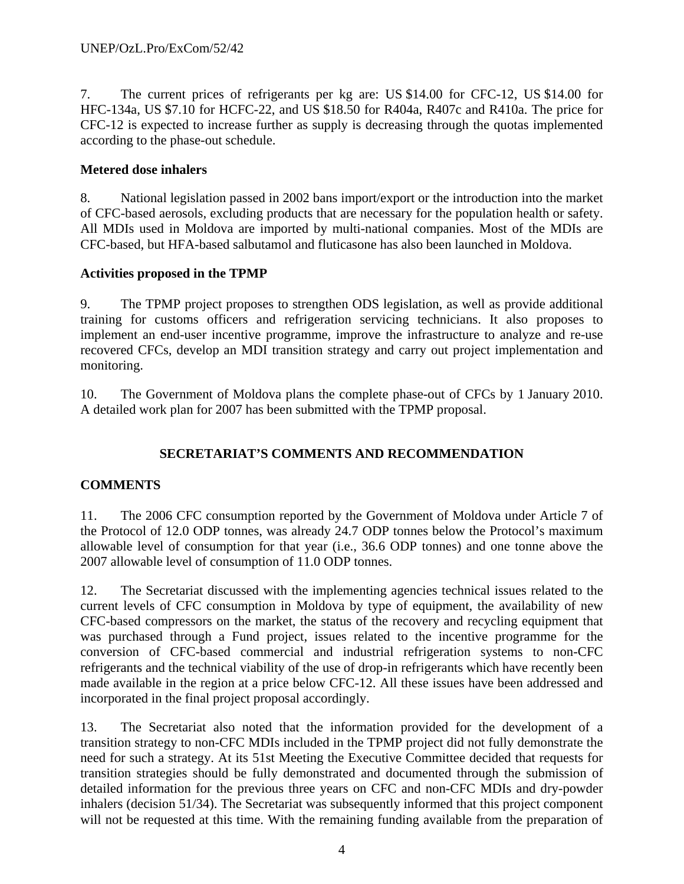7. The current prices of refrigerants per kg are: US $14.00 for CFC-12, US $14.00 for HFC-134a, US $7.10 for HCFC-22, and US $18.50 for R404a, R407c and R410a. The price for CFC-12 is expected to increase further as supply is decreasing through the quotas implemented according to the phase-out schedule.

**Metered dose inhalers**

8. National legislation passed in 2002 bans import/export or the introduction into the market of CFC-based aerosols, excluding products that are necessary for the population health or safety. All MDIs used in Moldova are imported by multi-national companies. Most of the MDIs are CFC-based, but HFA-based salbutamol and fluticasone has also been launched in Moldova.

**Activities proposed in the TPMP**

9. The TPMP project proposes to strengthen ODS legislation, as well as provide additional training for customs officers and refrigeration servicing technicians. It also proposes to implement an end-user incentive programme, improve the infrastructure to analyze and re-use recovered CFCs, develop an MDI transition strategy and carry out project implementation and monitoring.

10. The Government of Moldova plans the complete phase-out of CFCs by 1 January 2010. A detailed work plan for 2007 has been submitted with the TPMP proposal.

## SECRETARIAT'S COMMENTS AND RECOMMENDATION

### COMMENTS

11. The 2006 CFC consumption reported by the Government of Moldova under Article 7 of the Protocol of 12.0 ODP tonnes, was already 24.7 ODP tonnes below the Protocol's maximum allowable level of consumption for that year (i.e., 36.6 ODP tonnes) and one tonne above the 2007 allowable level of consumption of 11.0 ODP tonnes.

12. The Secretariat discussed with the implementing agencies technical issues related to the current levels of CFC consumption in Moldova by type of equipment, the availability of new CFC-based compressors on the market, the status of the recovery and recycling equipment that was purchased through a Fund project, issues related to the incentive programme for the conversion of CFC-based commercial and industrial refrigeration systems to non-CFC refrigerants and the technical viability of the use of drop-in refrigerants which have recently been made available in the region at a price below CFC-12. All these issues have been addressed and incorporated in the final project proposal accordingly.

13. The Secretariat also noted that the information provided for the development of a transition strategy to non-CFC MDIs included in the TPMP project did not fully demonstrate the need for such a strategy. At its 51st Meeting the Executive Committee decided that requests for transition strategies should be fully demonstrated and documented through the submission of detailed information for the previous three years on CFC and non-CFC MDIs and dry-powder inhalers (decision 51/34). The Secretariat was subsequently informed that this project component will not be requested at this time. With the remaining funding available from the preparation of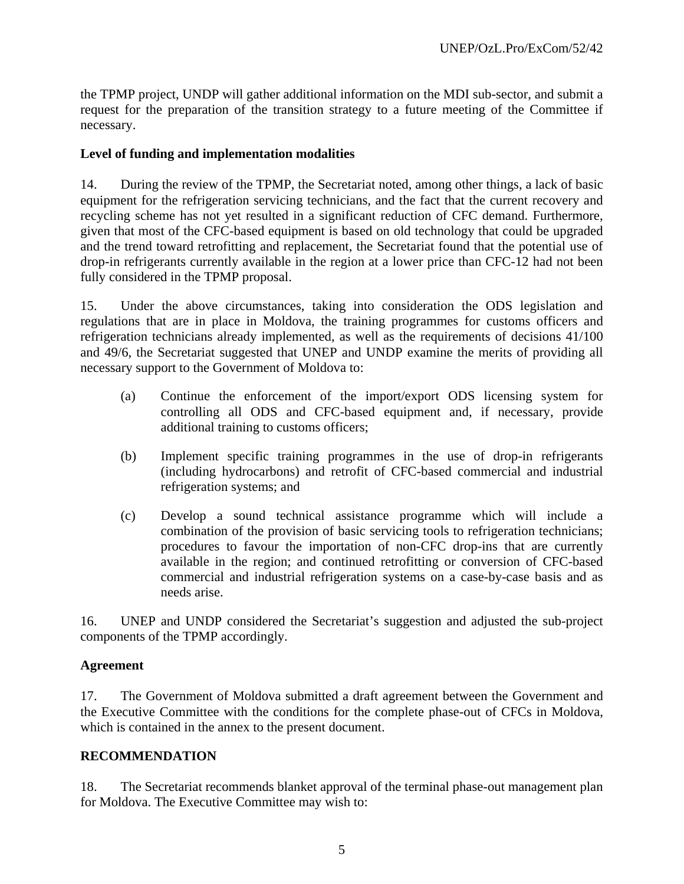the TPMP project, UNDP will gather additional information on the MDI sub-sector, and submit a request for the preparation of the transition strategy to a future meeting of the Committee if necessary.

**Level of funding and implementation modalities**

14. During the review of the TPMP, the Secretariat noted, among other things, a lack of basic equipment for the refrigeration servicing technicians, and the fact that the current recovery and recycling scheme has not yet resulted in a significant reduction of CFC demand. Furthermore, given that most of the CFC-based equipment is based on old technology that could be upgraded and the trend toward retrofitting and replacement, the Secretariat found that the potential use of drop-in refrigerants currently available in the region at a lower price than CFC-12 had not been fully considered in the TPMP proposal.

15. Under the above circumstances, taking into consideration the ODS legislation and regulations that are in place in Moldova, the training programmes for customs officers and refrigeration technicians already implemented, as well as the requirements of decisions 41/100 and 49/6, the Secretariat suggested that UNEP and UNDP examine the merits of providing all necessary support to the Government of Moldova to:

(a) Continue the enforcement of the import/export ODS licensing system for controlling all ODS and CFC-based equipment and, if necessary, provide additional training to customs officers;

(b) Implement specific training programmes in the use of drop-in refrigerants (including hydrocarbons) and retrofit of CFC-based commercial and industrial refrigeration systems; and

(c) Develop a sound technical assistance programme which will include a combination of the provision of basic servicing tools to refrigeration technicians; procedures to favour the importation of non-CFC drop-ins that are currently available in the region; and continued retrofitting or conversion of CFC-based commercial and industrial refrigeration systems on a case-by-case basis and as needs arise.

16. UNEP and UNDP considered the Secretariat's suggestion and adjusted the sub-project components of the TPMP accordingly.

**Agreement**

17. The Government of Moldova submitted a draft agreement between the Government and the Executive Committee with the conditions for the complete phase-out of CFCs in Moldova, which is contained in the annex to the present document.

**RECOMMENDATION**

18. The Secretariat recommends blanket approval of the terminal phase-out management plan for Moldova. The Executive Committee may wish to: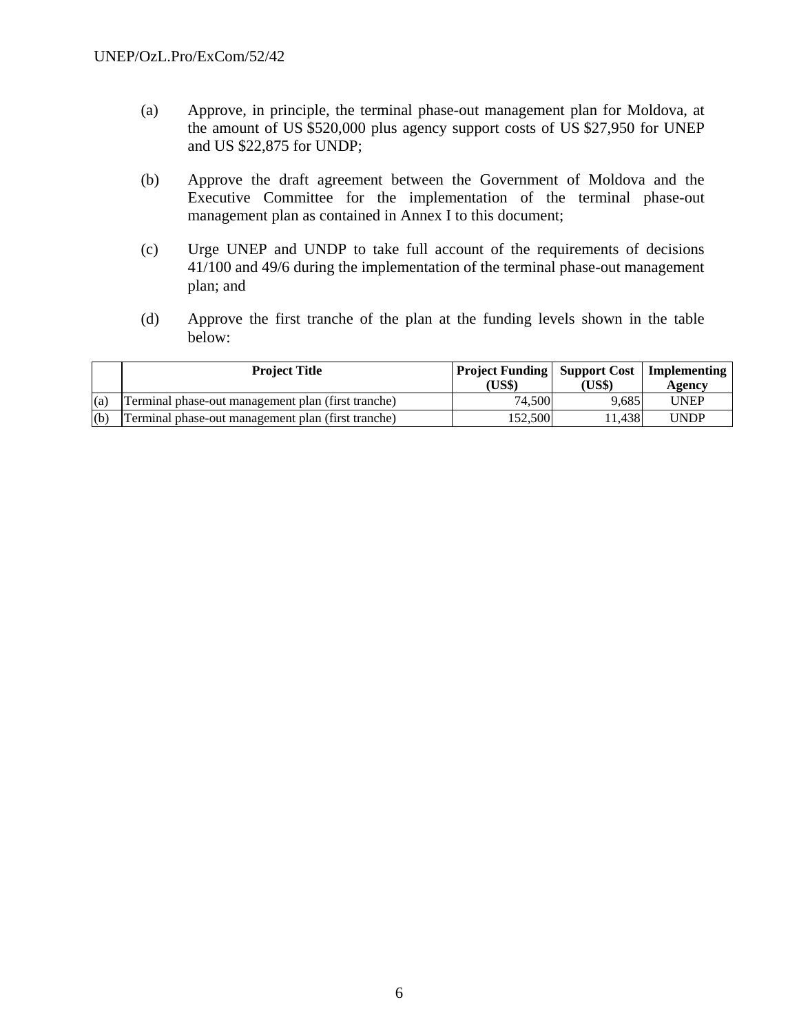(a) Approve, in principle, the terminal phase-out management plan for Moldova, at the amount of US $520,000 plus agency support costs of US $27,950 for UNEP and US $22,875 for UNDP;

(b) Approve the draft agreement between the Government of Moldova and the Executive Committee for the implementation of the terminal phase-out management plan as contained in Annex I to this document;

(c) Urge UNEP and UNDP to take full account of the requirements of decisions 41/100 and 49/6 during the implementation of the terminal phase-out management plan; and

(d) Approve the first tranche of the plan at the funding levels shown in the table below:

| | Project Title | Project Funding (US$) | Support Cost (US$) | Implementing Agency |
|---|---|---|---|---|
| (a) | Terminal phase-out management plan (first tranche) | 74,500 | 9,685 | UNEP |
| (b) | Terminal phase-out management plan (first tranche) | 152,500 | 11,438 | UNDP |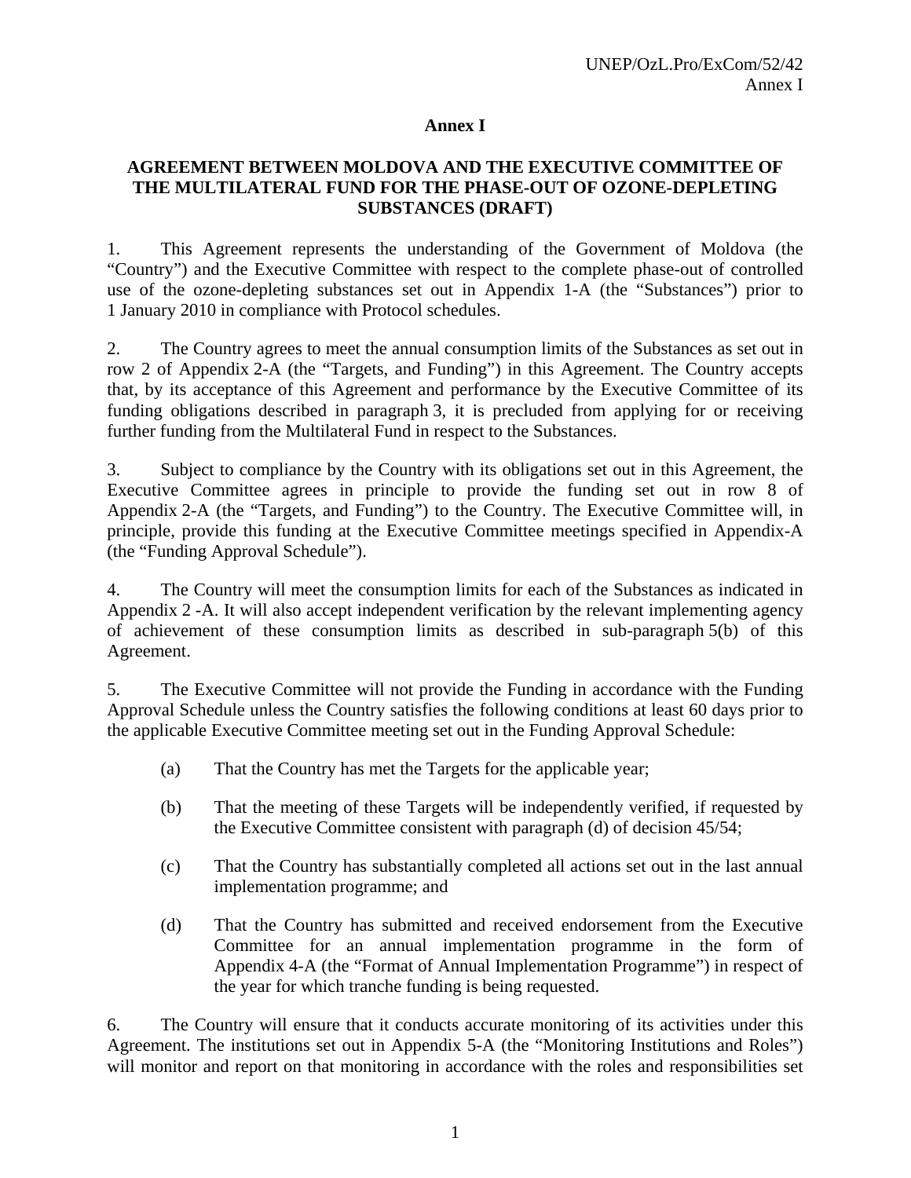# Annex I

## AGREEMENT BETWEEN MOLDOVA AND THE EXECUTIVE COMMITTEE OF THE MULTILATERAL FUND FOR THE PHASE-OUT OF OZONE-DEPLETING SUBSTANCES (DRAFT)

1. This Agreement represents the understanding of the Government of Moldova (the "Country") and the Executive Committee with respect to the complete phase-out of controlled use of the ozone-depleting substances set out in Appendix 1-A (the "Substances") prior to 1 January 2010 in compliance with Protocol schedules.

2. The Country agrees to meet the annual consumption limits of the Substances as set out in row 2 of Appendix 2-A (the "Targets, and Funding") in this Agreement. The Country accepts that, by its acceptance of this Agreement and performance by the Executive Committee of its funding obligations described in paragraph 3, it is precluded from applying for or receiving further funding from the Multilateral Fund in respect to the Substances.

3. Subject to compliance by the Country with its obligations set out in this Agreement, the Executive Committee agrees in principle to provide the funding set out in row 8 of Appendix 2-A (the "Targets, and Funding") to the Country. The Executive Committee will, in principle, provide this funding at the Executive Committee meetings specified in Appendix-A (the "Funding Approval Schedule").

4. The Country will meet the consumption limits for each of the Substances as indicated in Appendix 2 -A. It will also accept independent verification by the relevant implementing agency of achievement of these consumption limits as described in sub-paragraph 5(b) of this Agreement.

5. The Executive Committee will not provide the Funding in accordance with the Funding Approval Schedule unless the Country satisfies the following conditions at least 60 days prior to the applicable Executive Committee meeting set out in the Funding Approval Schedule:

   (a) That the Country has met the Targets for the applicable year;

   (b) That the meeting of these Targets will be independently verified, if requested by the Executive Committee consistent with paragraph (d) of decision 45/54;

   (c) That the Country has substantially completed all actions set out in the last annual implementation programme; and

   (d) That the Country has submitted and received endorsement from the Executive Committee for an annual implementation programme in the form of Appendix 4-A (the "Format of Annual Implementation Programme") in respect of the year for which tranche funding is being requested.

6. The Country will ensure that it conducts accurate monitoring of its activities under this Agreement. The institutions set out in Appendix 5-A (the "Monitoring Institutions and Roles") will monitor and report on that monitoring in accordance with the roles and responsibilities set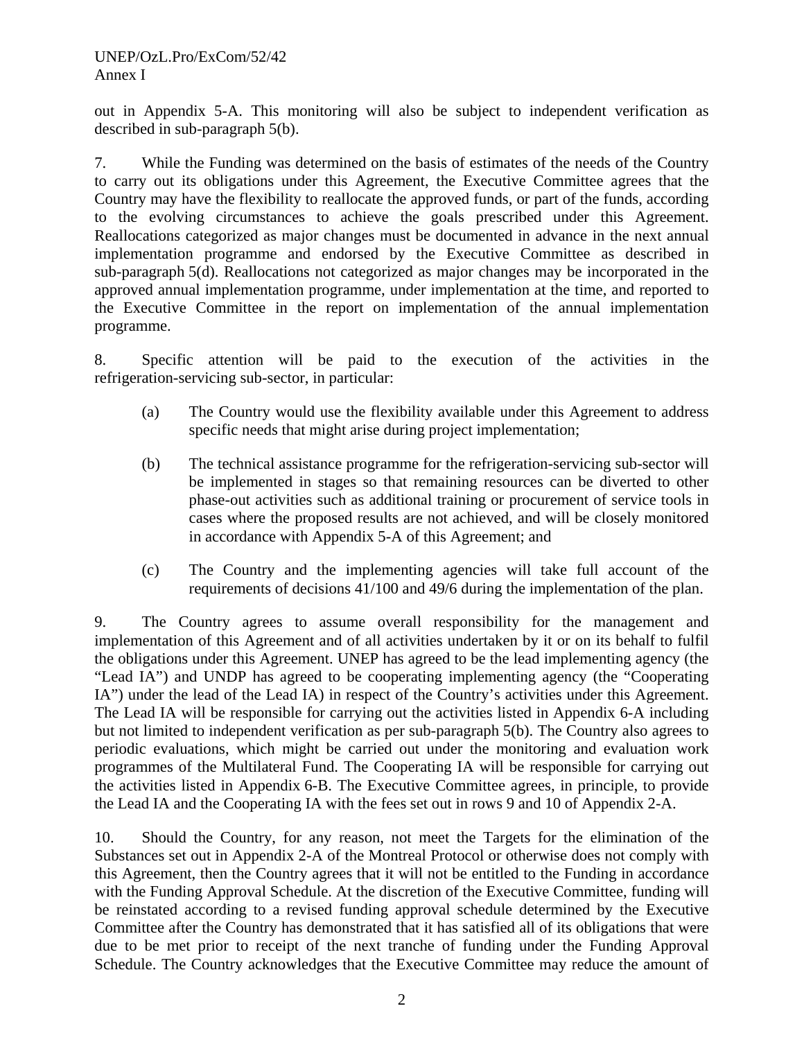out in Appendix 5-A. This monitoring will also be subject to independent verification as described in sub-paragraph 5(b).

7. While the Funding was determined on the basis of estimates of the needs of the Country to carry out its obligations under this Agreement, the Executive Committee agrees that the Country may have the flexibility to reallocate the approved funds, or part of the funds, according to the evolving circumstances to achieve the goals prescribed under this Agreement. Reallocations categorized as major changes must be documented in advance in the next annual implementation programme and endorsed by the Executive Committee as described in sub-paragraph 5(d). Reallocations not categorized as major changes may be incorporated in the approved annual implementation programme, under implementation at the time, and reported to the Executive Committee in the report on implementation of the annual implementation programme.

8. Specific attention will be paid to the execution of the activities in the refrigeration-servicing sub-sector, in particular:

(a) The Country would use the flexibility available under this Agreement to address specific needs that might arise during project implementation;

(b) The technical assistance programme for the refrigeration-servicing sub-sector will be implemented in stages so that remaining resources can be diverted to other phase-out activities such as additional training or procurement of service tools in cases where the proposed results are not achieved, and will be closely monitored in accordance with Appendix 5-A of this Agreement; and

(c) The Country and the implementing agencies will take full account of the requirements of decisions 41/100 and 49/6 during the implementation of the plan.

9. The Country agrees to assume overall responsibility for the management and implementation of this Agreement and of all activities undertaken by it or on its behalf to fulfil the obligations under this Agreement. UNEP has agreed to be the lead implementing agency (the "Lead IA") and UNDP has agreed to be cooperating implementing agency (the "Cooperating IA") under the lead of the Lead IA) in respect of the Country's activities under this Agreement. The Lead IA will be responsible for carrying out the activities listed in Appendix 6-A including but not limited to independent verification as per sub-paragraph 5(b). The Country also agrees to periodic evaluations, which might be carried out under the monitoring and evaluation work programmes of the Multilateral Fund. The Cooperating IA will be responsible for carrying out the activities listed in Appendix 6-B. The Executive Committee agrees, in principle, to provide the Lead IA and the Cooperating IA with the fees set out in rows 9 and 10 of Appendix 2-A.

10. Should the Country, for any reason, not meet the Targets for the elimination of the Substances set out in Appendix 2-A of the Montreal Protocol or otherwise does not comply with this Agreement, then the Country agrees that it will not be entitled to the Funding in accordance with the Funding Approval Schedule. At the discretion of the Executive Committee, funding will be reinstated according to a revised funding approval schedule determined by the Executive Committee after the Country has demonstrated that it has satisfied all of its obligations that were due to be met prior to receipt of the next tranche of funding under the Funding Approval Schedule. The Country acknowledges that the Executive Committee may reduce the amount of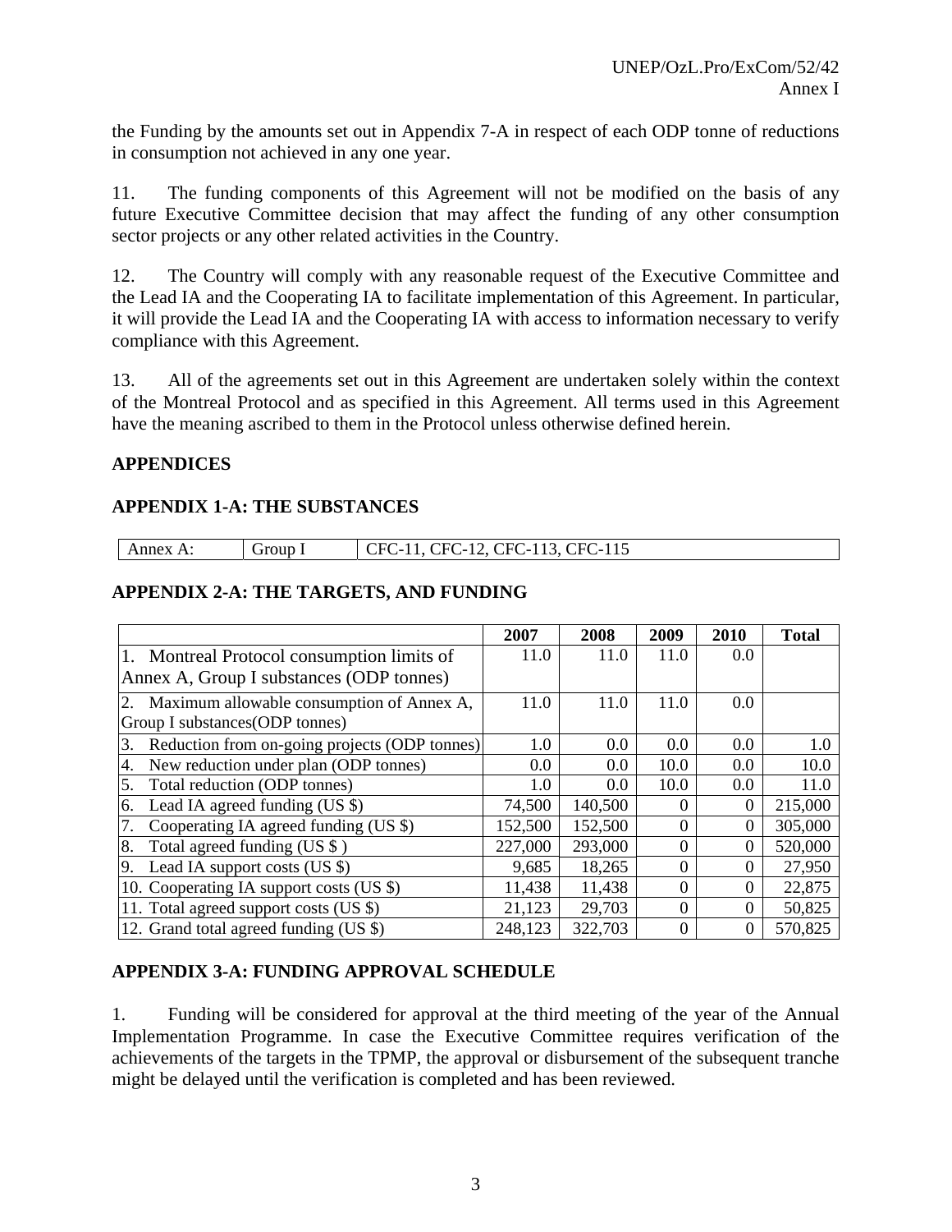the Funding by the amounts set out in Appendix 7-A in respect of each ODP tonne of reductions in consumption not achieved in any one year.

11. The funding components of this Agreement will not be modified on the basis of any future Executive Committee decision that may affect the funding of any other consumption sector projects or any other related activities in the Country.

12. The Country will comply with any reasonable request of the Executive Committee and the Lead IA and the Cooperating IA to facilitate implementation of this Agreement. In particular, it will provide the Lead IA and the Cooperating IA with access to information necessary to verify compliance with this Agreement.

13. All of the agreements set out in this Agreement are undertaken solely within the context of the Montreal Protocol and as specified in this Agreement. All terms used in this Agreement have the meaning ascribed to them in the Protocol unless otherwise defined herein.

**APPENDICES**

**APPENDIX 1-A: THE SUBSTANCES**

| Annex A: | Group I | CFC-11, CFC-12, CFC-113, CFC-115 |
|---|---|---|

**APPENDIX 2-A: THE TARGETS, AND FUNDING**

| | 2007 | 2008 | 2009 | 2010 | Total |
|---|---|---|---|---|---|
| 1. Montreal Protocol consumption limits of Annex A, Group I substances (ODP tonnes) | 11.0 | 11.0 | 11.0 | 0.0 | |
| 2. Maximum allowable consumption of Annex A, Group I substances(ODP tonnes) | 11.0 | 11.0 | 11.0 | 0.0 | |
| 3. Reduction from on-going projects (ODP tonnes) | 1.0 | 0.0 | 0.0 | 0.0 | 1.0 |
| 4. New reduction under plan (ODP tonnes) | 0.0 | 0.0 | 10.0 | 0.0 | 10.0 |
| 5. Total reduction (ODP tonnes) | 1.0 | 0.0 | 10.0 | 0.0 | 11.0 |
| 6. Lead IA agreed funding (US $) | 74,500 | 140,500 | 0 | 0 | 215,000 |
| 7. Cooperating IA agreed funding (US $) | 152,500 | 152,500 | 0 | 0 | 305,000 |
| 8. Total agreed funding (US $ ) | 227,000 | 293,000 | 0 | 0 | 520,000 |
| 9. Lead IA support costs (US $) | 9,685 | 18,265 | 0 | 0 | 27,950 |
| 10. Cooperating IA support costs (US $) | 11,438 | 11,438 | 0 | 0 | 22,875 |
| 11. Total agreed support costs (US $) | 21,123 | 29,703 | 0 | 0 | 50,825 |
| 12. Grand total agreed funding (US $) | 248,123 | 322,703 | 0 | 0 | 570,825 |

**APPENDIX 3-A: FUNDING APPROVAL SCHEDULE**

1. Funding will be considered for approval at the third meeting of the year of the Annual Implementation Programme. In case the Executive Committee requires verification of the achievements of the targets in the TPMP, the approval or disbursement of the subsequent tranche might be delayed until the verification is completed and has been reviewed.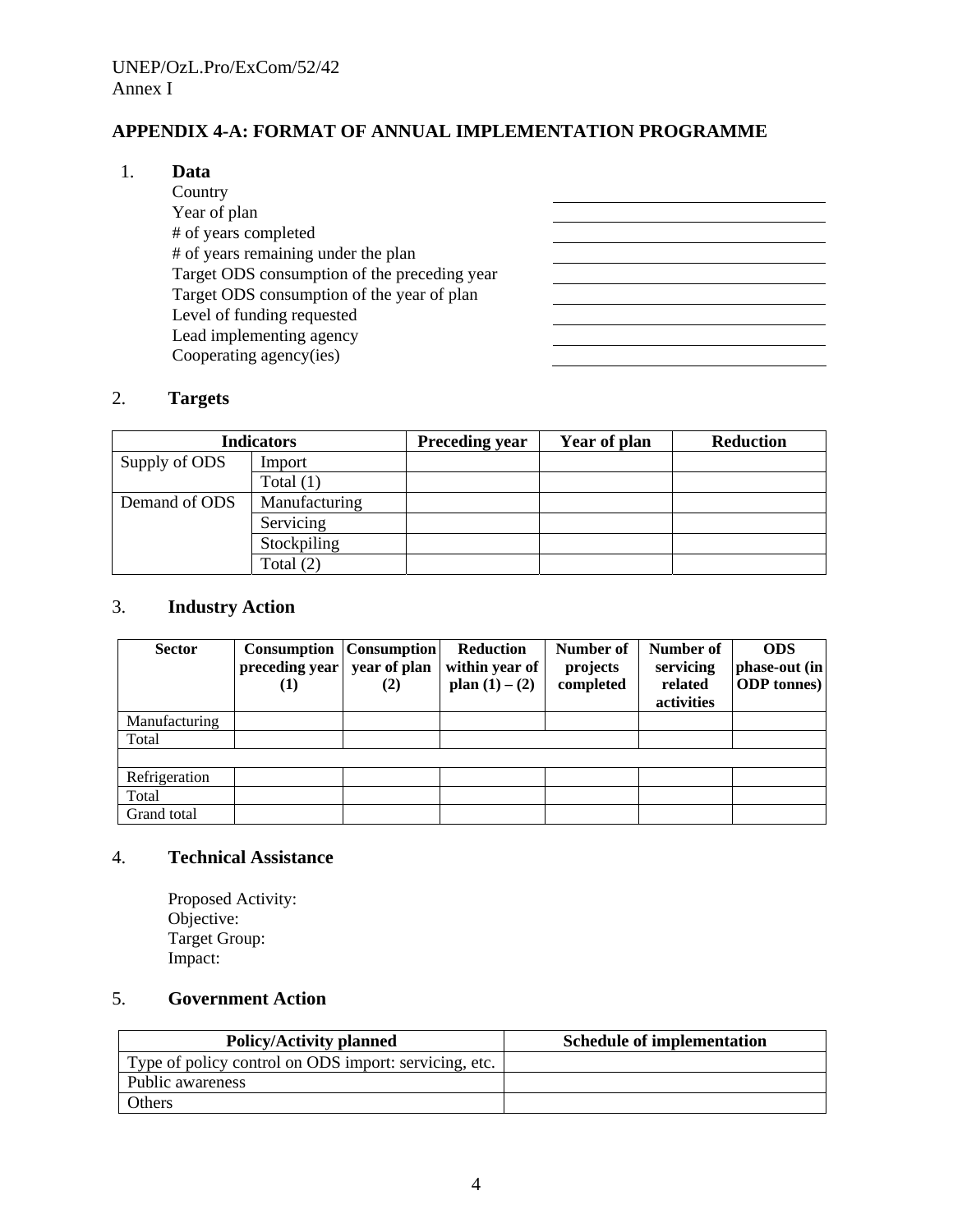## APPENDIX 4-A: FORMAT OF ANNUAL IMPLEMENTATION PROGRAMME

1. **Data**

| | |
|---|---|
| Country | |
| Year of plan | |
| # of years completed | |
| # of years remaining under the plan | |
| Target ODS consumption of the preceding year | |
| Target ODS consumption of the year of plan | |
| Level of funding requested | |
| Lead implementing agency | |
| Cooperating agency(ies) | |

2. **Targets**

| Indicators | | Preceding year | Year of plan | Reduction |
|---|---|---|---|---|
| Supply of ODS | Import | | | |
| | Total (1) | | | |
| Demand of ODS | Manufacturing | | | |
| | Servicing | | | |
| | Stockpiling | | | |
| | Total (2) | | | |

3. **Industry Action**

| Sector | Consumption preceding year (1) | Consumption year of plan (2) | Reduction within year of plan (1) – (2) | Number of projects completed | Number of servicing related activities | ODS phase-out (in ODP tonnes) |
|---|---|---|---|---|---|---|
| Manufacturing | | | | | | |
| Total | | | | | | |
| | | | | | | |
| Refrigeration | | | | | | |
| Total | | | | | | |
| Grand total | | | | | | |

4. **Technical Assistance**

Proposed Activity:
Objective:
Target Group:
Impact:

5. **Government Action**

| Policy/Activity planned | Schedule of implementation |
|---|---|
| Type of policy control on ODS import: servicing, etc. | |
| Public awareness | |
| Others | |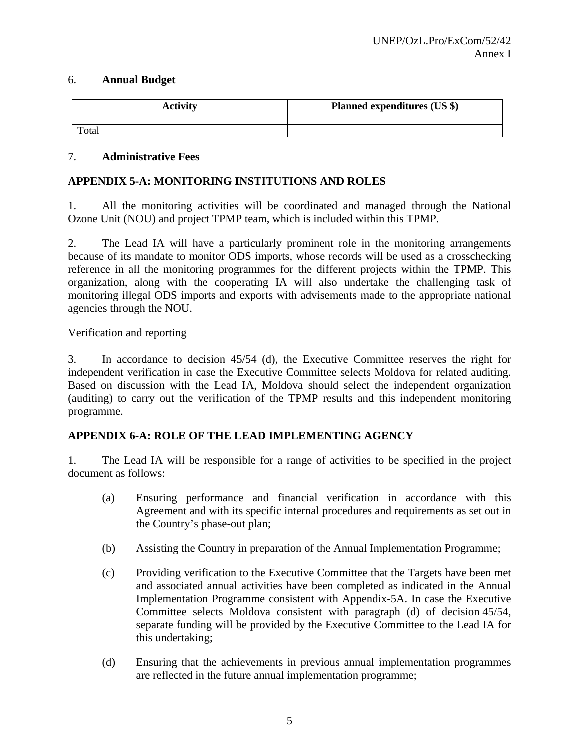6. **Annual Budget**

| Activity | Planned expenditures (US $) |
| --- | --- |
| | |
| Total | |

7. **Administrative Fees**

**APPENDIX 5-A: MONITORING INSTITUTIONS AND ROLES**

1. All the monitoring activities will be coordinated and managed through the National Ozone Unit (NOU) and project TPMP team, which is included within this TPMP.

2. The Lead IA will have a particularly prominent role in the monitoring arrangements because of its mandate to monitor ODS imports, whose records will be used as a crosschecking reference in all the monitoring programmes for the different projects within the TPMP. This organization, along with the cooperating IA will also undertake the challenging task of monitoring illegal ODS imports and exports with advisements made to the appropriate national agencies through the NOU.

Verification and reporting

3. In accordance to decision 45/54 (d), the Executive Committee reserves the right for independent verification in case the Executive Committee selects Moldova for related auditing. Based on discussion with the Lead IA, Moldova should select the independent organization (auditing) to carry out the verification of the TPMP results and this independent monitoring programme.

**APPENDIX 6-A: ROLE OF THE LEAD IMPLEMENTING AGENCY**

1. The Lead IA will be responsible for a range of activities to be specified in the project document as follows:

   (a) Ensuring performance and financial verification in accordance with this Agreement and with its specific internal procedures and requirements as set out in the Country's phase-out plan;

   (b) Assisting the Country in preparation of the Annual Implementation Programme;

   (c) Providing verification to the Executive Committee that the Targets have been met and associated annual activities have been completed as indicated in the Annual Implementation Programme consistent with Appendix-5A. In case the Executive Committee selects Moldova consistent with paragraph (d) of decision 45/54, separate funding will be provided by the Executive Committee to the Lead IA for this undertaking;

   (d) Ensuring that the achievements in previous annual implementation programmes are reflected in the future annual implementation programme;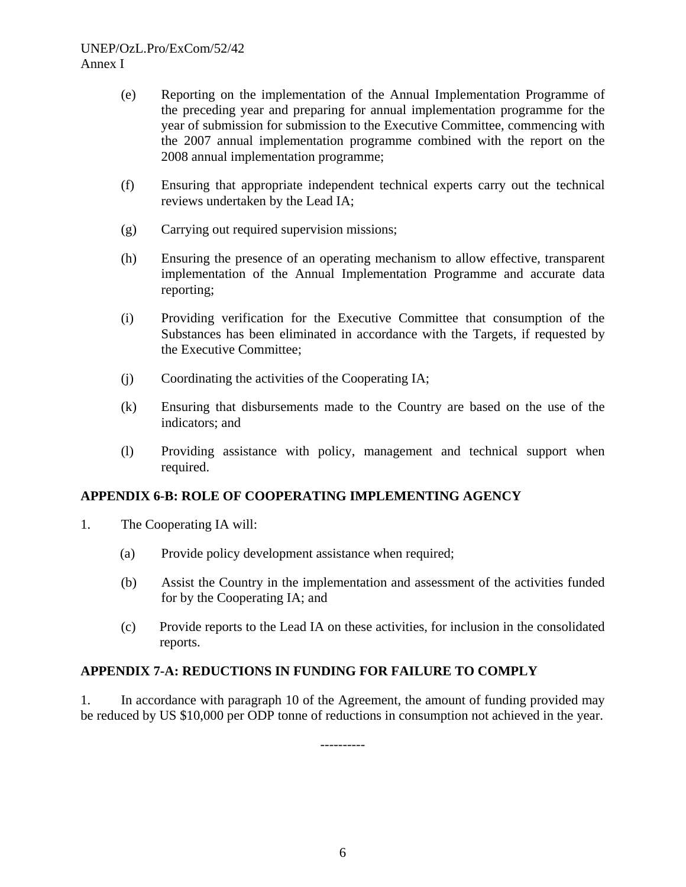(e) Reporting on the implementation of the Annual Implementation Programme of the preceding year and preparing for annual implementation programme for the year of submission for submission to the Executive Committee, commencing with the 2007 annual implementation programme combined with the report on the 2008 annual implementation programme;

(f) Ensuring that appropriate independent technical experts carry out the technical reviews undertaken by the Lead IA;

(g) Carrying out required supervision missions;

(h) Ensuring the presence of an operating mechanism to allow effective, transparent implementation of the Annual Implementation Programme and accurate data reporting;

(i) Providing verification for the Executive Committee that consumption of the Substances has been eliminated in accordance with the Targets, if requested by the Executive Committee;

(j) Coordinating the activities of the Cooperating IA;

(k) Ensuring that disbursements made to the Country are based on the use of the indicators; and

(l) Providing assistance with policy, management and technical support when required.

## APPENDIX 6-B: ROLE OF COOPERATING IMPLEMENTING AGENCY

1. The Cooperating IA will:

(a) Provide policy development assistance when required;

(b) Assist the Country in the implementation and assessment of the activities funded for by the Cooperating IA; and

(c) Provide reports to the Lead IA on these activities, for inclusion in the consolidated reports.

## APPENDIX 7-A: REDUCTIONS IN FUNDING FOR FAILURE TO COMPLY

1. In accordance with paragraph 10 of the Agreement, the amount of funding provided may be reduced by US $10,000 per ODP tonne of reductions in consumption not achieved in the year.

----------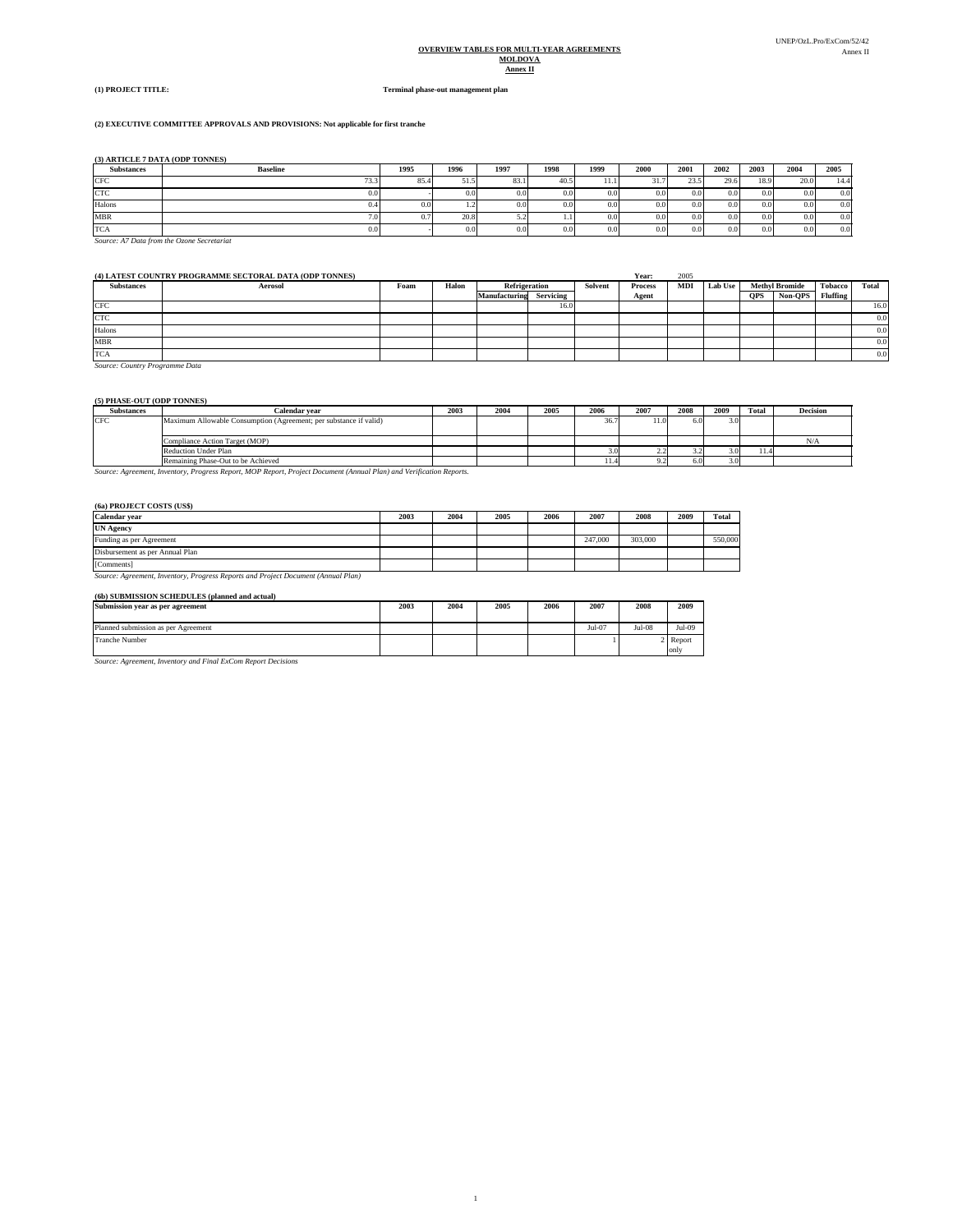**OVERVIEW TABLES FOR MULTI-YEAR AGREEMENTS**
**MOLDOVA**
**Annex II**

**(1) PROJECT TITLE:** **Terminal phase-out management plan**

**(2) EXECUTIVE COMMITTEE APPROVALS AND PROVISIONS: Not applicable for first tranche**

**(3) ARTICLE 7 DATA (ODP TONNES)**

| Substances | Baseline | 1995 | 1996 | 1997 | 1998 | 1999 | 2000 | 2001 | 2002 | 2003 | 2004 | 2005 |
|---|---|---|---|---|---|---|---|---|---|---|---|---|
| CFC | 73.3 | 85.4 | 51.5 | 83.1 | 40.5 | 11.1 | 31.7 | 23.5 | 29.6 | 18.9 | 20.0 | 14.4 |
| CTC | 0.0 | - | 0.0 | 0.0 | 0.0 | 0.0 | 0.0 | 0.0 | 0.0 | 0.0 | 0.0 | 0.0 |
| Halons | 0.4 | 0.0 | 1.2 | 0.0 | 0.0 | 0.0 | 0.0 | 0.0 | 0.0 | 0.0 | 0.0 | 0.0 |
| MBR | 7.0 | 0.7 | 20.8 | 5.2 | 1.1 | 0.0 | 0.0 | 0.0 | 0.0 | 0.0 | 0.0 | 0.0 |
| TCA | 0.0 | - | 0.0 | 0.0 | 0.0 | 0.0 | 0.0 | 0.0 | 0.0 | 0.0 | 0.0 | 0.0 |

*Source: A7 Data from the Ozone Secretariat*

**(4) LATEST COUNTRY PROGRAMME SECTORAL DATA (ODP TONNES)** Year: 2005

| Substances | Aerosol | Foam | Halon | Refrigeration | | Solvent | Process Agent | MDI | Lab Use | Methyl Bromide | | Tobacco Fluffing | Total |
|---|---|---|---|---|---|---|---|---|---|---|---|---|---|
| | | | | Manufacturing | Servicing | | | | | QPS | Non-QPS | | |
| CFC | | | | | 16.0 | | | | | | | | 16.0 |
| CTC | | | | | | | | | | | | | 0.0 |
| Halons | | | | | | | | | | | | | 0.0 |
| MBR | | | | | | | | | | | | | 0.0 |
| TCA | | | | | | | | | | | | | 0.0 |

*Source: Country Programme Data*

**(5) PHASE-OUT (ODP TONNES)**

| Substances | Calendar year | 2003 | 2004 | 2005 | 2006 | 2007 | 2008 | 2009 | Total | Decision |
|---|---|---|---|---|---|---|---|---|---|---|
| CFC | Maximum Allowable Consumption (Agreement; per substance if valid) | | | | 36.7 | 11.0 | 6.0 | 3.0 | | |
| | Compliance Action Target (MOP) | | | | | | | | | N/A |
| | Reduction Under Plan | | | | 3.0 | 2.2 | 3.2 | 3.0 | 11.4 | |
| | Remaining Phase-Out to be Achieved | | | | 11.4 | 9.2 | 6.0 | 3.0 | | |

*Source: Agreement, Inventory, Progress Report, MOP Report, Project Document (Annual Plan) and Verification Reports.*

**(6a) PROJECT COSTS (US$)**

| Calendar year | 2003 | 2004 | 2005 | 2006 | 2007 | 2008 | 2009 | Total |
|---|---|---|---|---|---|---|---|---|
| **UN Agency** | | | | | | | | |
| Funding as per Agreement | | | | | 247,000 | 303,000 | | 550,000 |
| Disbursement as per Annual Plan | | | | | | | | |
| [Comments] | | | | | | | | |

*Source: Agreement, Inventory, Progress Reports and Project Document (Annual Plan)*

**(6b) SUBMISSION SCHEDULES (planned and actual)**

| Submission year as per agreement | 2003 | 2004 | 2005 | 2006 | 2007 | 2008 | 2009 |
|---|---|---|---|---|---|---|---|
| Planned submission as per Agreement | | | | | Jul-07 | Jul-08 | Jul-09 |
| Tranche Number | | | | | 1 | 2 | Report only |

*Source: Agreement, Inventory and Final ExCom Report Decisions*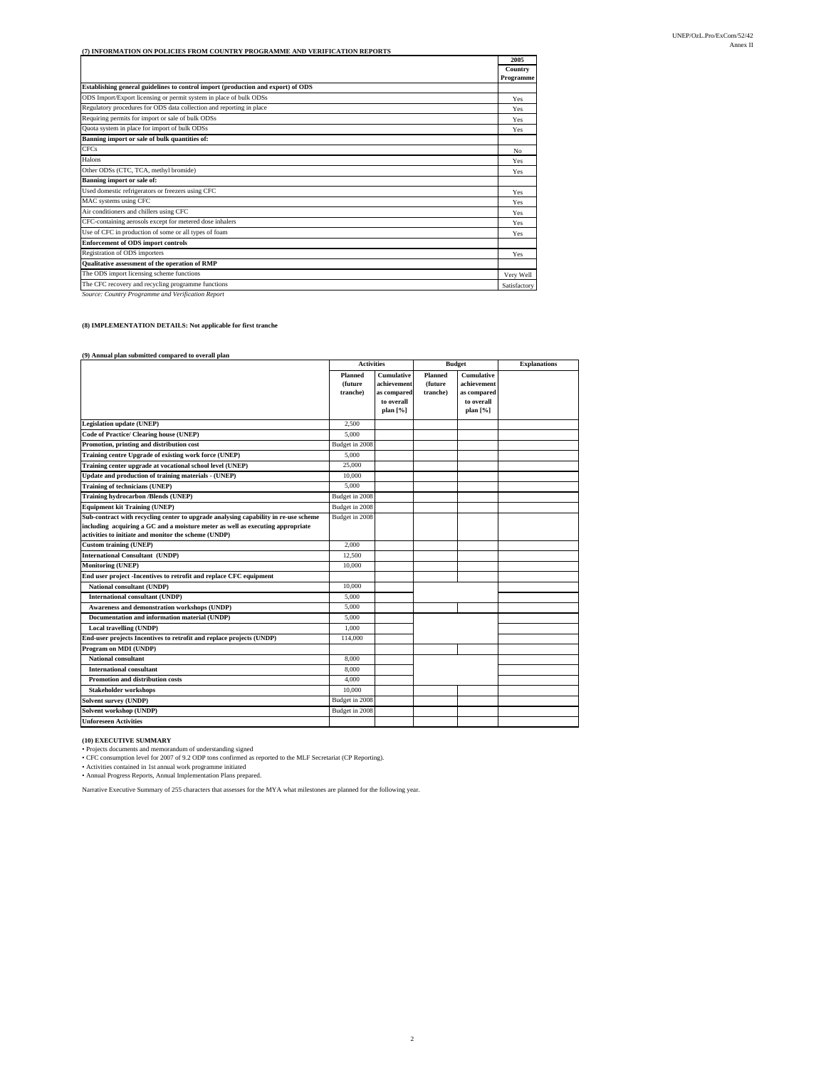**(7) INFORMATION ON POLICIES FROM COUNTRY PROGRAMME AND VERIFICATION REPORTS**

| | 2005 Country Programme |
|---|---|
| **Establishing general guidelines to control import (production and export) of ODS** | |
| ODS Import/Export licensing or permit system in place of bulk ODSs | Yes |
| Regulatory procedures for ODS data collection and reporting in place | Yes |
| Requiring permits for import or sale of bulk ODSs | Yes |
| Quota system in place for import of bulk ODSs | Yes |
| **Banning import or sale of bulk quantities of:** | |
| CFCs | No |
| Halons | Yes |
| Other ODSs (CTC, TCA, methyl bromide) | Yes |
| **Banning import or sale of:** | |
| Used domestic refrigerators or freezers using CFC | Yes |
| MAC systems using CFC | Yes |
| Air conditioners and chillers using CFC | Yes |
| CFC-containing aerosols except for metered dose inhalers | Yes |
| Use of CFC in production of some or all types of foam | Yes |
| **Enforcement of ODS import controls** | |
| Registration of ODS importers | Yes |
| **Qualitative assessment of the operation of RMP** | |
| The ODS import licensing scheme functions | Very Well |
| The CFC recovery and recycling programme functions | Satisfactory |

*Source: Country Programme and Verification Report*

**(8) IMPLEMENTATION DETAILS: Not applicable for first tranche**

**(9) Annual plan submitted compared to overall plan**

| | Activities | | Budget | | Explanations |
|---|---|---|---|---|---|
| | Planned (future tranche) | Cumulative achievement as compared to overall plan [%] | Planned (future tranche) | Cumulative achievement as compared to overall plan [%] | |
| **Legislation update (UNEP)** | 2,500 | | | | |
| **Code of Practice/ Clearing house (UNEP)** | 5,000 | | | | |
| **Promotion, printing and distribution cost** | Budget in 2008 | | | | |
| **Training centre Upgrade of existing work force (UNEP)** | 5,000 | | | | |
| **Training center upgrade at vocational school level (UNEP)** | 25,000 | | | | |
| **Update and production of training materials - (UNEP)** | 10,000 | | | | |
| **Training of technicians (UNEP)** | 5,000 | | | | |
| **Training hydrocarbon /Blends (UNEP)** | Budget in 2008 | | | | |
| **Equipment kit Training (UNEP)** | Budget in 2008 | | | | |
| **Sub-contract with recycling center to upgrade analysing capability in re-use scheme including acquiring a GC and a moisture meter as well as executing appropriate activities to initiate and monitor the scheme (UNDP)** | Budget in 2008 | | | | |
| **Custom training (UNEP)** | 2,000 | | | | |
| **International Consultant (UNDP)** | 12,500 | | | | |
| **Monitoring (UNEP)** | 10,000 | | | | |
| **End user project -Incentives to retrofit and replace CFC equipment** | | | | | |
| **National consultant (UNDP)** | 10,000 | | | | |
| **International consultant (UNDP)** | 5,000 | | | | |
| **Awareness and demonstration workshops (UNDP)** | 5,000 | | | | |
| **Documentation and information material (UNDP)** | 5,000 | | | | |
| **Local travelling (UNDP)** | 1,000 | | | | |
| **End-user projects Incentives to retrofit and replace projects (UNDP)** | 114,000 | | | | |
| **Program on MDI (UNDP)** | | | | | |
| **National consultant** | 8,000 | | | | |
| **International consultant** | 8,000 | | | | |
| **Promotion and distribution costs** | 4,000 | | | | |
| **Stakeholder workshops** | 10,000 | | | | |
| **Solvent survey (UNDP)** | Budget in 2008 | | | | |
| **Solvent workshop (UNDP)** | Budget in 2008 | | | | |
| **Unforeseen Activities** | | | | | |

**(10) EXECUTIVE SUMMARY**

- Projects documents and memorandum of understanding signed
- CFC consumption level for 2007 of 9.2 ODP tons confirmed as reported to the MLF Secretariat (CP Reporting).
- Activities contained in 1st annual work programme initiated
- Annual Progress Reports, Annual Implementation Plans prepared.

Narrative Executive Summary of 255 characters that assesses for the MYA what milestones are planned for the following year.